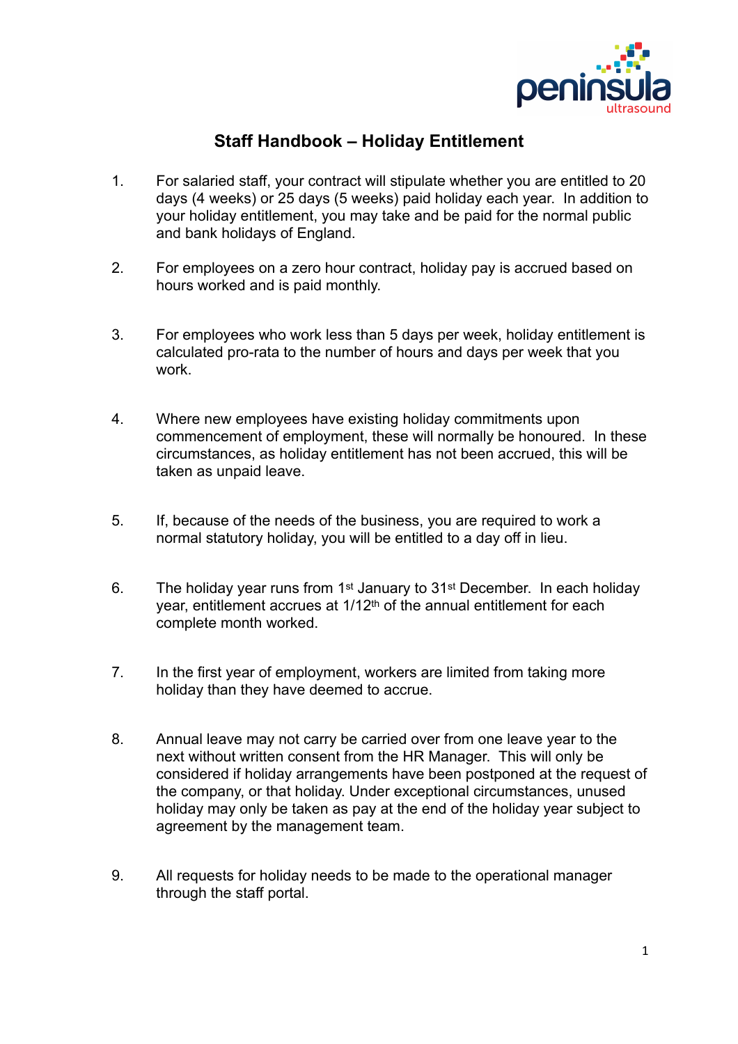# Staff Handbook – Holiday Entitlement

1. For salaried staff, your contract will stipulate whether you are entitled to 20 days (4 weeks) or 25 days (5 weeks) paid holiday each year. In addition to your holiday entitlement, you may take and be paid for the normal public and bank holidays of England.

2. For employees on a zero hour contract, holiday pay is accrued based on hours worked and is paid monthly.

3. For employees who work less than 5 days per week, holiday entitlement is calculated pro-rata to the number of hours and days per week that you work.

4. Where new employees have existing holiday commitments upon commencement of employment, these will normally be honoured. In these circumstances, as holiday entitlement has not been accrued, this will be taken as unpaid leave.

5. If, because of the needs of the business, you are required to work a normal statutory holiday, you will be entitled to a day off in lieu.

6. The holiday year runs from 1st January to 31st December. In each holiday year, entitlement accrues at 1/12th of the annual entitlement for each complete month worked.

7. In the first year of employment, workers are limited from taking more holiday than they have deemed to accrue.

8. Annual leave may not carry be carried over from one leave year to the next without written consent from the HR Manager. This will only be considered if holiday arrangements have been postponed at the request of the company, or that holiday. Under exceptional circumstances, unused holiday may only be taken as pay at the end of the holiday year subject to agreement by the management team.

9. All requests for holiday needs to be made to the operational manager through the staff portal.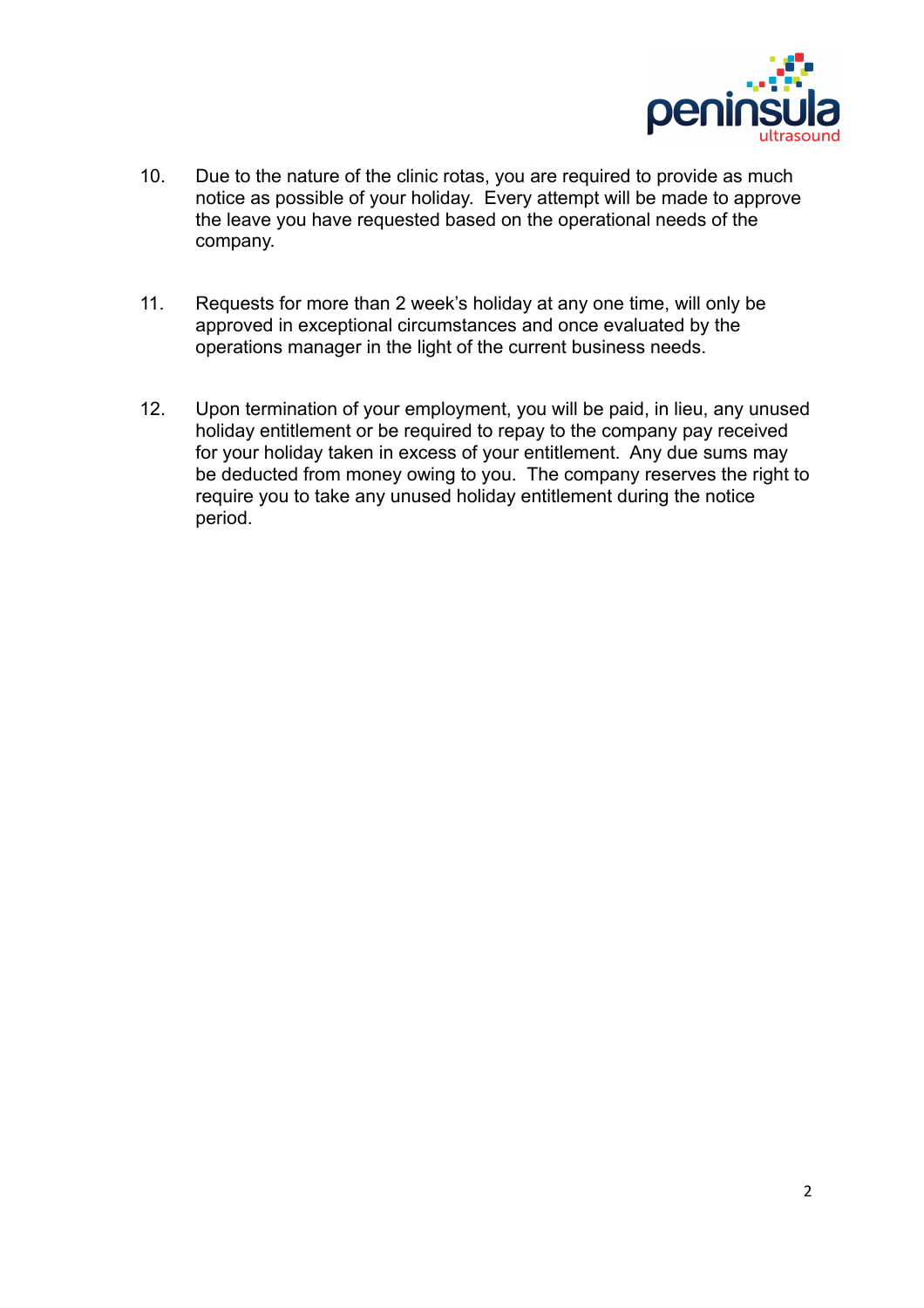10. Due to the nature of the clinic rotas, you are required to provide as much notice as possible of your holiday. Every attempt will be made to approve the leave you have requested based on the operational needs of the company.

11. Requests for more than 2 week's holiday at any one time, will only be approved in exceptional circumstances and once evaluated by the operations manager in the light of the current business needs.

12. Upon termination of your employment, you will be paid, in lieu, any unused holiday entitlement or be required to repay to the company pay received for your holiday taken in excess of your entitlement. Any due sums may be deducted from money owing to you. The company reserves the right to require you to take any unused holiday entitlement during the notice period.